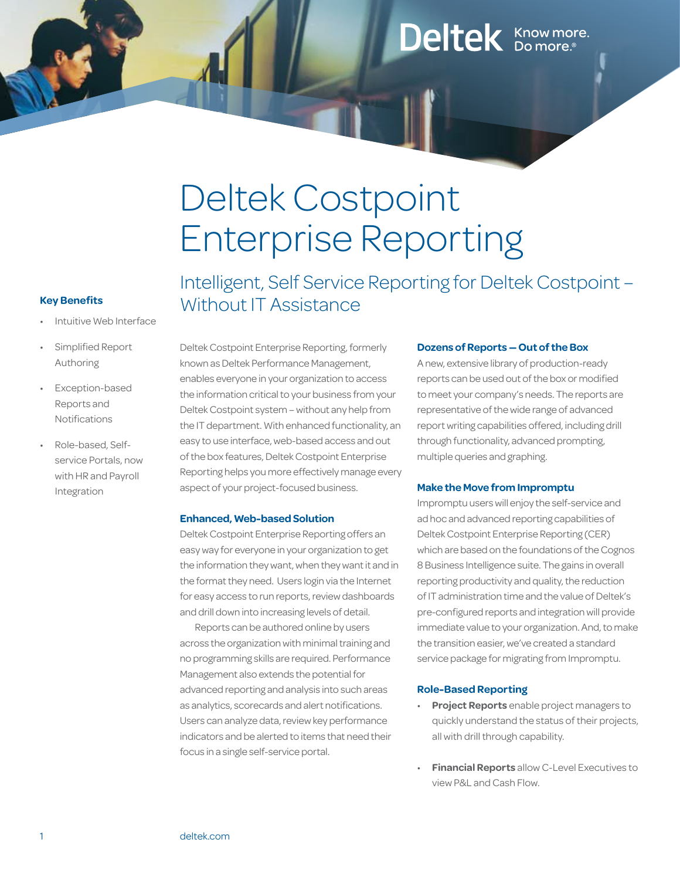# Deltek Costpoint Enterprise Reporting

## Intelligent, Self Service Reporting for Deltek Costpoint – Without IT Assistance

**Key Benefits**

- Intuitive Web Interface
- Simplified Report Authoring
- Exception-based Reports and Notifications
- Role-based, Self-service Portals, now with HR and Payroll Integration

Deltek Costpoint Enterprise Reporting, formerly known as Deltek Performance Management, enables everyone in your organization to access the information critical to your business from your Deltek Costpoint system – without any help from the IT department. With enhanced functionality, an easy to use interface, web-based access and out of the box features, Deltek Costpoint Enterprise Reporting helps you more effectively manage every aspect of your project-focused business.

### Enhanced, Web-based Solution

Deltek Costpoint Enterprise Reporting offers an easy way for everyone in your organization to get the information they want, when they want it and in the format they need. Users login via the Internet for easy access to run reports, review dashboards and drill down into increasing levels of detail.

Reports can be authored online by users across the organization with minimal training and no programming skills are required. Performance Management also extends the potential for advanced reporting and analysis into such areas as analytics, scorecards and alert notifications. Users can analyze data, review key performance indicators and be alerted to items that need their focus in a single self-service portal.

### Dozens of Reports — Out of the Box

A new, extensive library of production-ready reports can be used out of the box or modified to meet your company's needs. The reports are representative of the wide range of advanced report writing capabilities offered, including drill through functionality, advanced prompting, multiple queries and graphing.

### Make the Move from Impromptu

Impromptu users will enjoy the self-service and ad hoc and advanced reporting capabilities of Deltek Costpoint Enterprise Reporting (CER) which are based on the foundations of the Cognos 8 Business Intelligence suite. The gains in overall reporting productivity and quality, the reduction of IT administration time and the value of Deltek's pre-configured reports and integration will provide immediate value to your organization. And, to make the transition easier, we've created a standard service package for migrating from Impromptu.

### Role-Based Reporting

- **Project Reports** enable project managers to quickly understand the status of their projects, all with drill through capability.
- **Financial Reports** allow C-Level Executives to view P&L and Cash Flow.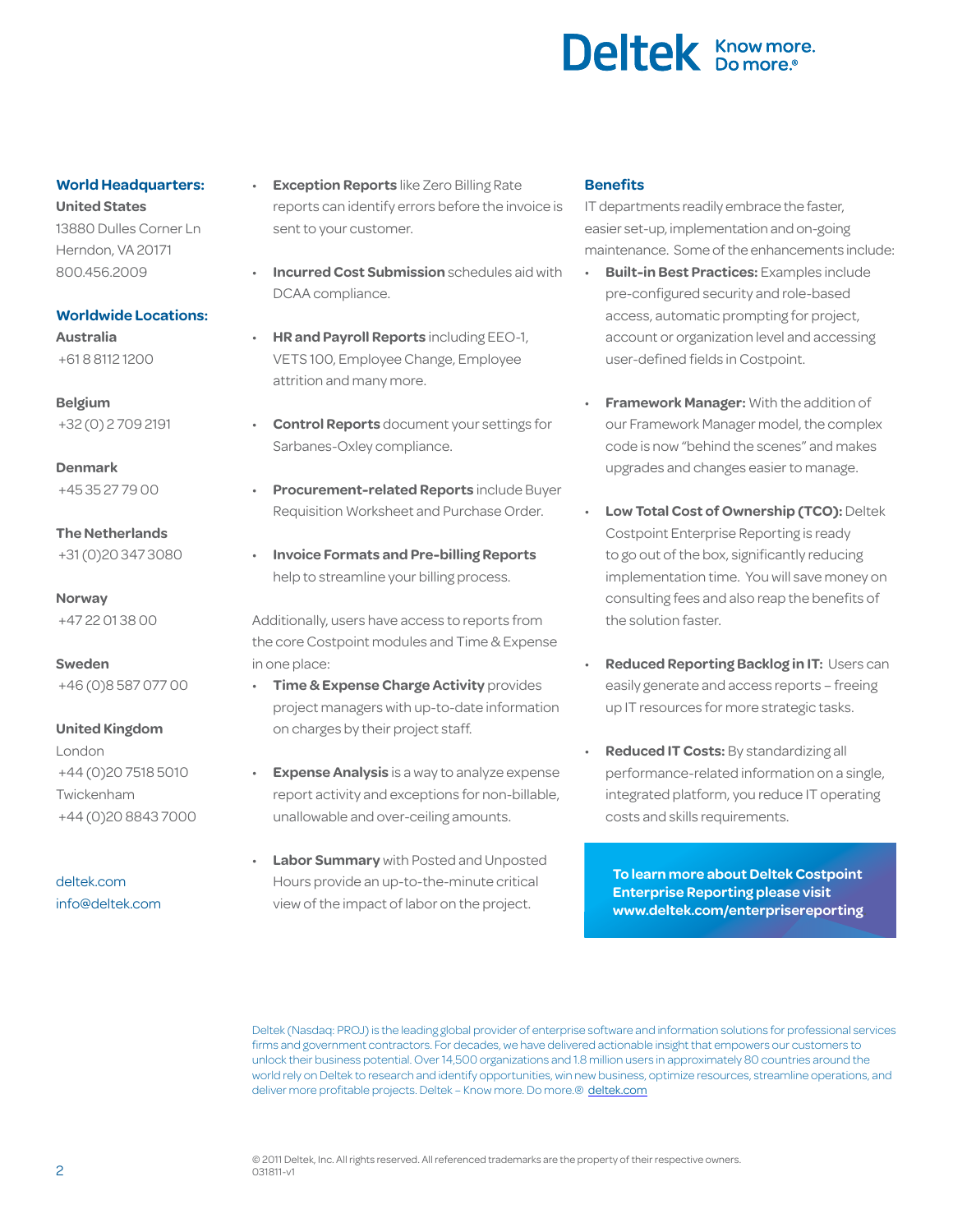**World Headquarters:**

**United States**
13880 Dulles Corner Ln
Herndon, VA 20171
800.456.2009

**Worldwide Locations:**

**Australia**
+61 8 8112 1200

**Belgium**
+32 (0) 2 709 2191

**Denmark**
+45 35 27 79 00

**The Netherlands**
+31 (0)20 347 3080

**Norway**
+47 22 01 38 00

**Sweden**
+46 (0)8 587 077 00

**United Kingdom**
London
+44 (0)20 7518 5010
Twickenham
+44 (0)20 8843 7000

deltek.com
info@deltek.com

- **Exception Reports** like Zero Billing Rate reports can identify errors before the invoice is sent to your customer.
- **Incurred Cost Submission** schedules aid with DCAA compliance.
- **HR and Payroll Reports** including EEO-1, VETS 100, Employee Change, Employee attrition and many more.
- **Control Reports** document your settings for Sarbanes-Oxley compliance.
- **Procurement-related Reports** include Buyer Requisition Worksheet and Purchase Order.
- **Invoice Formats and Pre-billing Reports** help to streamline your billing process.

Additionally, users have access to reports from the core Costpoint modules and Time & Expense in one place:

- **Time & Expense Charge Activity** provides project managers with up-to-date information on charges by their project staff.
- **Expense Analysis** is a way to analyze expense report activity and exceptions for non-billable, unallowable and over-ceiling amounts.
- **Labor Summary** with Posted and Unposted Hours provide an up-to-the-minute critical view of the impact of labor on the project.

## Benefits

IT departments readily embrace the faster, easier set-up, implementation and on-going maintenance. Some of the enhancements include:

- **Built-in Best Practices:** Examples include pre-configured security and role-based access, automatic prompting for project, account or organization level and accessing user-defined fields in Costpoint.
- **Framework Manager:** With the addition of our Framework Manager model, the complex code is now "behind the scenes" and makes upgrades and changes easier to manage.
- **Low Total Cost of Ownership (TCO):** Deltek Costpoint Enterprise Reporting is ready to go out of the box, significantly reducing implementation time. You will save money on consulting fees and also reap the benefits of the solution faster.
- **Reduced Reporting Backlog in IT:** Users can easily generate and access reports – freeing up IT resources for more strategic tasks.
- **Reduced IT Costs:** By standardizing all performance-related information on a single, integrated platform, you reduce IT operating costs and skills requirements.

**To learn more about Deltek Costpoint Enterprise Reporting please visit www.deltek.com/enterprisereporting**

Deltek (Nasdaq: PROJ) is the leading global provider of enterprise software and information solutions for professional services firms and government contractors. For decades, we have delivered actionable insight that empowers our customers to unlock their business potential. Over 14,500 organizations and 1.8 million users in approximately 80 countries around the world rely on Deltek to research and identify opportunities, win new business, optimize resources, streamline operations, and deliver more profitable projects. Deltek – Know more. Do more.® deltek.com

© 2011 Deltek, Inc. All rights reserved. All referenced trademarks are the property of their respective owners.
031811-v1